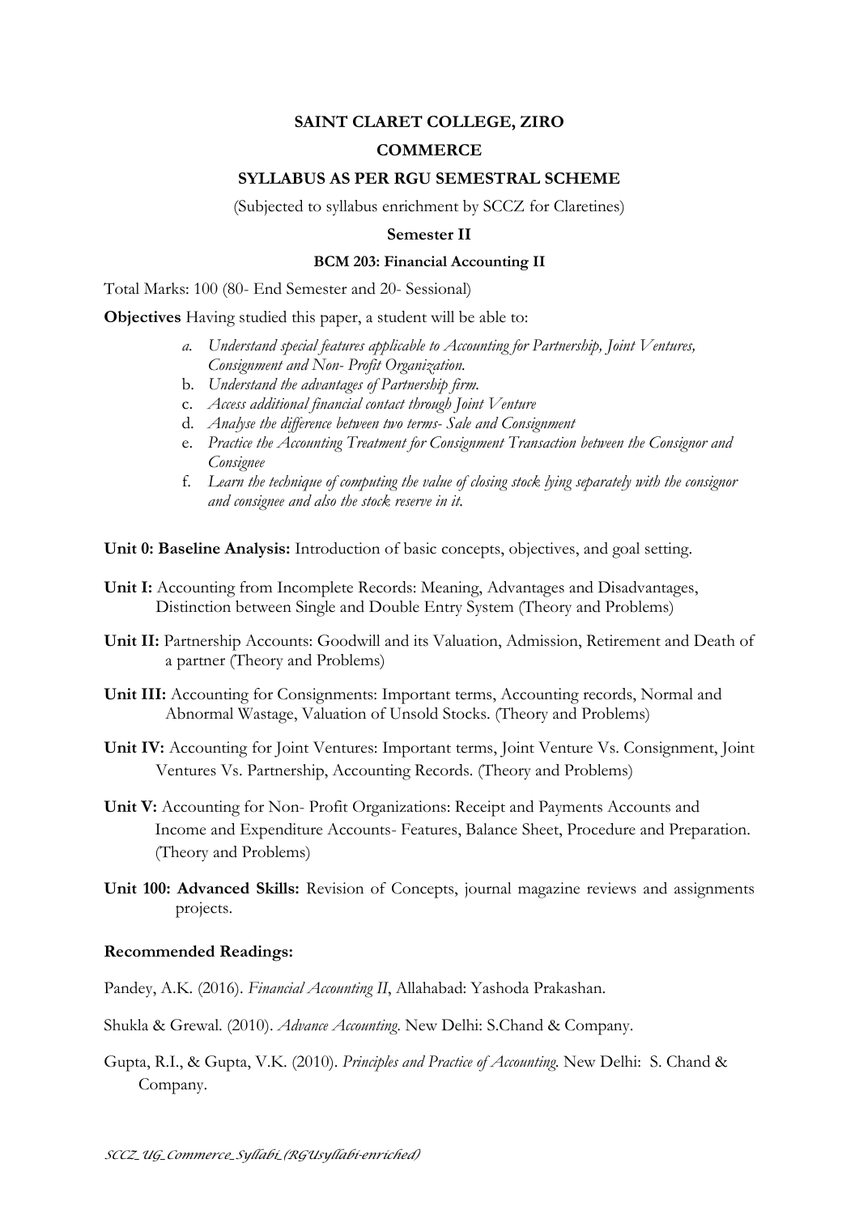# SAINT CLARET COLLEGE, ZIRO

## COMMERCE

## SYLLABUS AS PER RGU SEMESTRAL SCHEME

(Subjected to syllabus enrichment by SCCZ for Claretines)

### Semester II

#### BCM 203: Financial Accounting II

Total Marks: 100 (80- End Semester and 20- Sessional)

**Objectives** Having studied this paper, a student will be able to:

a. *Understand special features applicable to Accounting for Partnership, Joint Ventures, Consignment and Non- Profit Organization.*
b. *Understand the advantages of Partnership firm.*
c. *Access additional financial contact through Joint Venture*
d. *Analyse the difference between two terms- Sale and Consignment*
e. *Practice the Accounting Treatment for Consignment Transaction between the Consignor and Consignee*
f. *Learn the technique of computing the value of closing stock lying separately with the consignor and consignee and also the stock reserve in it.*

**Unit 0: Baseline Analysis:** Introduction of basic concepts, objectives, and goal setting.

**Unit I:** Accounting from Incomplete Records: Meaning, Advantages and Disadvantages, Distinction between Single and Double Entry System (Theory and Problems)

**Unit II:** Partnership Accounts: Goodwill and its Valuation, Admission, Retirement and Death of a partner (Theory and Problems)

**Unit III:** Accounting for Consignments: Important terms, Accounting records, Normal and Abnormal Wastage, Valuation of Unsold Stocks. (Theory and Problems)

**Unit IV:** Accounting for Joint Ventures: Important terms, Joint Venture Vs. Consignment, Joint Ventures Vs. Partnership, Accounting Records. (Theory and Problems)

**Unit V:** Accounting for Non- Profit Organizations: Receipt and Payments Accounts and Income and Expenditure Accounts- Features, Balance Sheet, Procedure and Preparation. (Theory and Problems)

**Unit 100: Advanced Skills:** Revision of Concepts, journal magazine reviews and assignments projects.

**Recommended Readings:**

Pandey, A.K. (2016). *Financial Accounting II*, Allahabad: Yashoda Prakashan.

Shukla & Grewal. (2010). *Advance Accounting*. New Delhi: S.Chand & Company.

Gupta, R.I., & Gupta, V.K. (2010). *Principles and Practice of Accounting*. New Delhi: S. Chand & Company.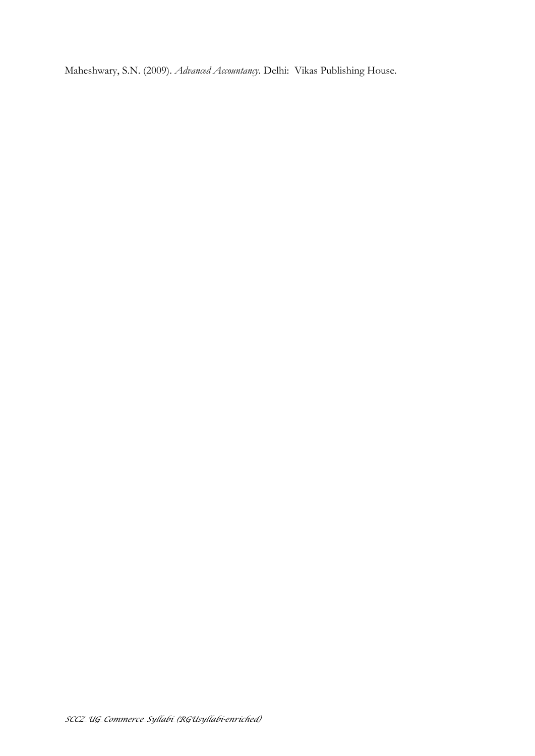Maheshwary, S.N. (2009). *Advanced Accountancy*. Delhi: Vikas Publishing House.